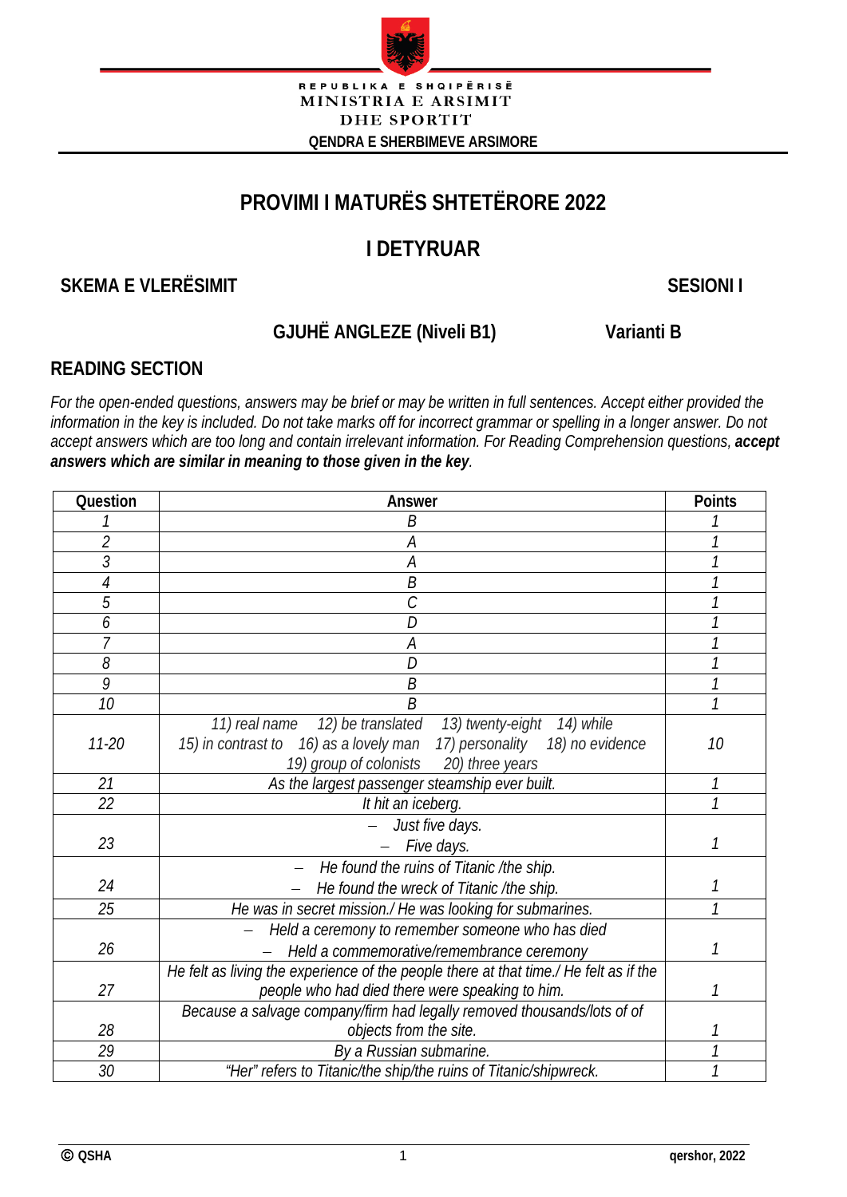REPUBLIKA E SHQIPËRISË
MINISTRIA E ARSIMIT
DHE SPORTIT
QENDRA E SHERBIMEVE ARSIMORE

# PROVIMI I MATURËS SHTETËRORE 2022

## I DETYRUAR

**SKEMA E VLERËSIMIT** **SESIONI I**

**GJUHË ANGLEZE (Niveli B1)** **Varianti B**

## READING SECTION

*For the open-ended questions, answers may be brief or may be written in full sentences. Accept either provided the information in the key is included. Do not take marks off for incorrect grammar or spelling in a longer answer. Do not accept answers which are too long and contain irrelevant information. For Reading Comprehension questions,* ***accept answers which are similar in meaning to those given in the key****.*

| Question | Answer | Points |
|---|---|---|
| 1 | B | 1 |
| 2 | A | 1 |
| 3 | A | 1 |
| 4 | B | 1 |
| 5 | C | 1 |
| 6 | D | 1 |
| 7 | A | 1 |
| 8 | D | 1 |
| 9 | B | 1 |
| 10 | B | 1 |
| 11-20 | 11) real name 12) be translated 13) twenty-eight 14) while 15) in contrast to 16) as a lovely man 17) personality 18) no evidence 19) group of colonists 20) three years | 10 |
| 21 | As the largest passenger steamship ever built. | 1 |
| 22 | It hit an iceberg. | 1 |
| 23 | – Just five days.<br>– Five days. | 1 |
| 24 | – He found the ruins of Titanic /the ship.<br>– He found the wreck of Titanic /the ship. | 1 |
| 25 | He was in secret mission./ He was looking for submarines. | 1 |
| 26 | – Held a ceremony to remember someone who has died<br>– Held a commemorative/remembrance ceremony | 1 |
| 27 | He felt as living the experience of the people there at that time./ He felt as if the people who had died there were speaking to him. | 1 |
| 28 | Because a salvage company/firm had legally removed thousands/lots of of objects from the site. | 1 |
| 29 | By a Russian submarine. | 1 |
| 30 | "Her" refers to Titanic/the ship/the ruins of Titanic/shipwreck. | 1 |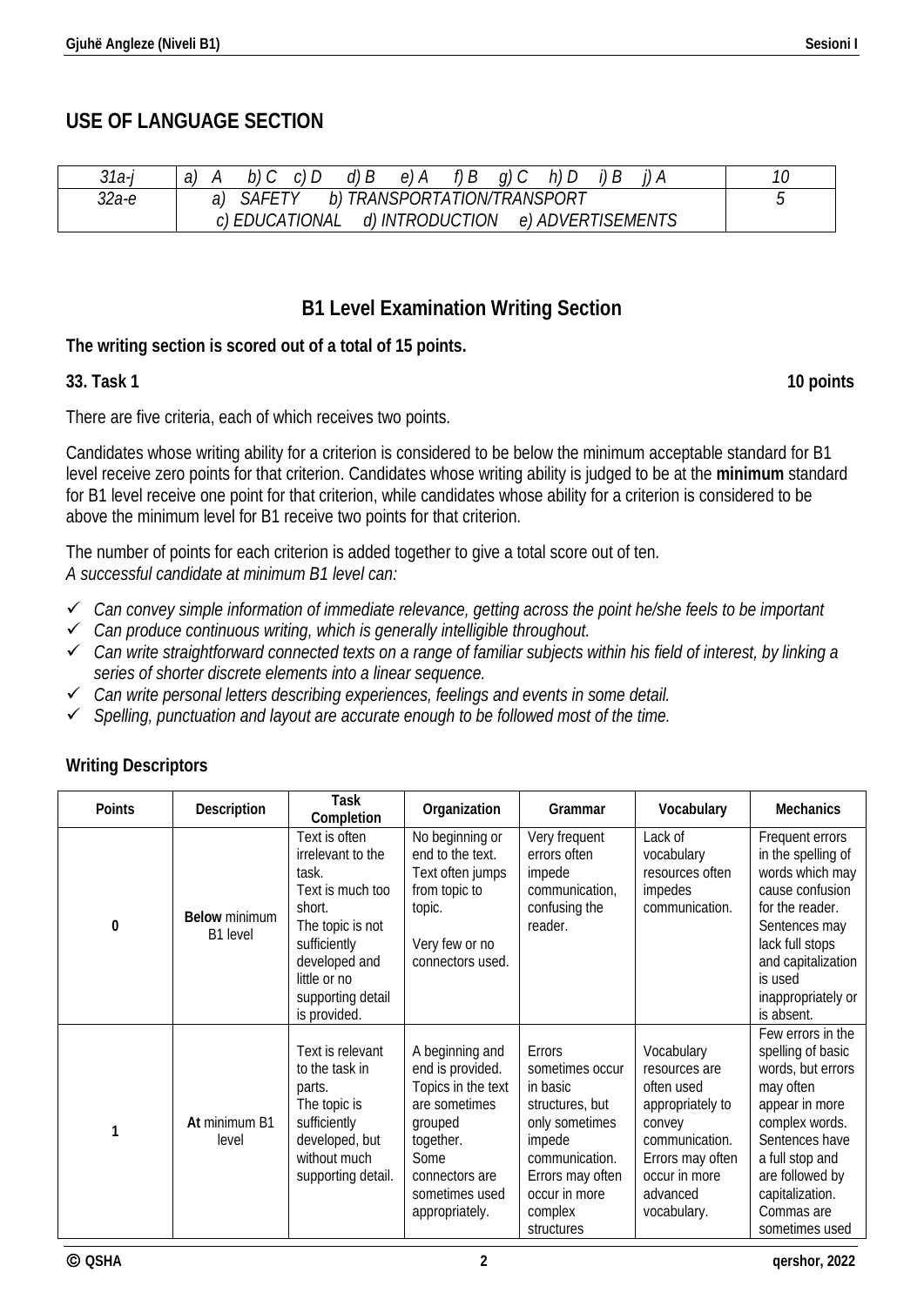## USE OF LANGUAGE SECTION

| | | |
|---|---|---|
| *31a-j* | *a) A b) C c) D d) B e) A f) B g) C h) D i) B j) A* | *10* |
| *32a-e* | *a) SAFETY b) TRANSPORTATION/TRANSPORT c) EDUCATIONAL d) INTRODUCTION e) ADVERTISEMENTS* | *5* |

## B1 Level Examination Writing Section

**The writing section is scored out of a total of 15 points.**

**33. Task 1** **10 points**

There are five criteria, each of which receives two points.

Candidates whose writing ability for a criterion is considered to be below the minimum acceptable standard for B1 level receive zero points for that criterion. Candidates whose writing ability is judged to be at the **minimum** standard for B1 level receive one point for that criterion, while candidates whose ability for a criterion is considered to be above the minimum level for B1 receive two points for that criterion.

The number of points for each criterion is added together to give a total score out of ten.
*A successful candidate at minimum B1 level can:*

- ✓ *Can convey simple information of immediate relevance, getting across the point he/she feels to be important*
- ✓ *Can produce continuous writing, which is generally intelligible throughout.*
- ✓ *Can write straightforward connected texts on a range of familiar subjects within his field of interest, by linking a series of shorter discrete elements into a linear sequence.*
- ✓ *Can write personal letters describing experiences, feelings and events in some detail.*
- ✓ *Spelling, punctuation and layout are accurate enough to be followed most of the time.*

**Writing Descriptors**

| Points | Description | Task Completion | Organization | Grammar | Vocabulary | Mechanics |
|---|---|---|---|---|---|---|
| 0 | **Below** minimum B1 level | Text is often irrelevant to the task. Text is much too short. The topic is not sufficiently developed and little or no supporting detail is provided. | No beginning or end to the text. Text often jumps from topic to topic. Very few or no connectors used. | Very frequent errors often impede communication, confusing the reader. | Lack of vocabulary resources often impedes communication. | Frequent errors in the spelling of words which may cause confusion for the reader. Sentences may lack full stops and capitalization is used inappropriately or is absent. |
| 1 | **At** minimum B1 level | Text is relevant to the task in parts. The topic is sufficiently developed, but without much supporting detail. | A beginning and end is provided. Topics in the text are sometimes grouped together. Some connectors are sometimes used appropriately. | Errors sometimes occur in basic structures, but only sometimes impede communication. Errors may often occur in more complex structures | Vocabulary resources are often used appropriately to convey communication. Errors may often occur in more advanced vocabulary. | Few errors in the spelling of basic words, but errors may often appear in more complex words. Sentences have a full stop and are followed by capitalization. Commas are sometimes used |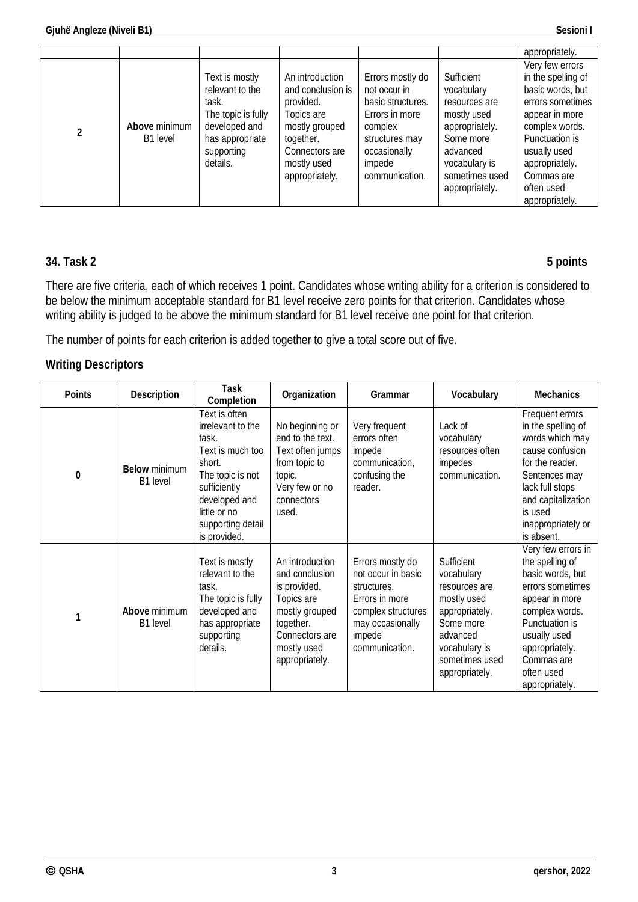| | | | | | | |
|---|---|---|---|---|---|---|
| | | | | | | appropriately. |
| 2 | **Above** minimum B1 level | Text is mostly relevant to the task. The topic is fully developed and has appropriate supporting details. | An introduction and conclusion is provided. Topics are mostly grouped together. Connectors are mostly used appropriately. | Errors mostly do not occur in basic structures. Errors in more complex structures may occasionally impede communication. | Sufficient vocabulary resources are mostly used appropriately. Some more advanced vocabulary is sometimes used appropriately. | Very few errors in the spelling of basic words, but errors sometimes appear in more complex words. Punctuation is usually used appropriately. Commas are often used appropriately. |

**34. Task 2** **5 points**

There are five criteria, each of which receives 1 point. Candidates whose writing ability for a criterion is considered to be below the minimum acceptable standard for B1 level receive zero points for that criterion. Candidates whose writing ability is judged to be above the minimum standard for B1 level receive one point for that criterion.

The number of points for each criterion is added together to give a total score out of five.

**Writing Descriptors**

| Points | Description | Task Completion | Organization | Grammar | Vocabulary | Mechanics |
|---|---|---|---|---|---|---|
| 0 | **Below** minimum B1 level | Text is often irrelevant to the task. Text is much too short. The topic is not sufficiently developed and little or no supporting detail is provided. | No beginning or end to the text. Text often jumps from topic to topic. Very few or no connectors used. | Very frequent errors often impede communication, confusing the reader. | Lack of vocabulary resources often impedes communication. | Frequent errors in the spelling of words which may cause confusion for the reader. Sentences may lack full stops and capitalization is used inappropriately or is absent. |
| 1 | **Above** minimum B1 level | Text is mostly relevant to the task. The topic is fully developed and has appropriate supporting details. | An introduction and conclusion is provided. Topics are mostly grouped together. Connectors are mostly used appropriately. | Errors mostly do not occur in basic structures. Errors in more complex structures may occasionally impede communication. | Sufficient vocabulary resources are mostly used appropriately. Some more advanced vocabulary is sometimes used appropriately. | Very few errors in the spelling of basic words, but errors sometimes appear in more complex words. Punctuation is usually used appropriately. Commas are often used appropriately. |